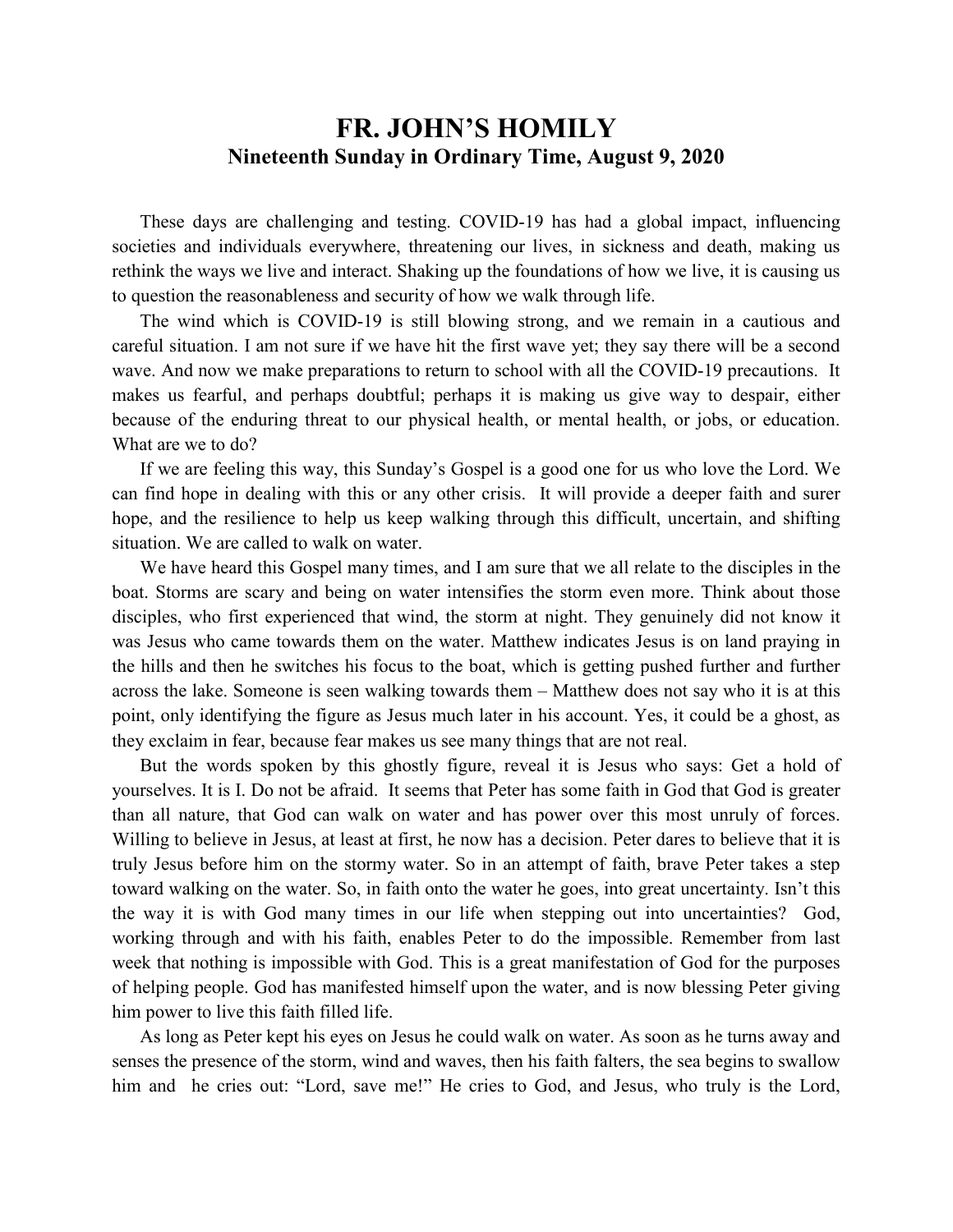# FR. JOHN'S HOMILY

## Nineteenth Sunday in Ordinary Time, August 9, 2020

These days are challenging and testing. COVID-19 has had a global impact, influencing societies and individuals everywhere, threatening our lives, in sickness and death, making us rethink the ways we live and interact. Shaking up the foundations of how we live, it is causing us to question the reasonableness and security of how we walk through life.

The wind which is COVID-19 is still blowing strong, and we remain in a cautious and careful situation. I am not sure if we have hit the first wave yet; they say there will be a second wave. And now we make preparations to return to school with all the COVID-19 precautions. It makes us fearful, and perhaps doubtful; perhaps it is making us give way to despair, either because of the enduring threat to our physical health, or mental health, or jobs, or education. What are we to do?

If we are feeling this way, this Sunday's Gospel is a good one for us who love the Lord. We can find hope in dealing with this or any other crisis. It will provide a deeper faith and surer hope, and the resilience to help us keep walking through this difficult, uncertain, and shifting situation. We are called to walk on water.

We have heard this Gospel many times, and I am sure that we all relate to the disciples in the boat. Storms are scary and being on water intensifies the storm even more. Think about those disciples, who first experienced that wind, the storm at night. They genuinely did not know it was Jesus who came towards them on the water. Matthew indicates Jesus is on land praying in the hills and then he switches his focus to the boat, which is getting pushed further and further across the lake. Someone is seen walking towards them – Matthew does not say who it is at this point, only identifying the figure as Jesus much later in his account. Yes, it could be a ghost, as they exclaim in fear, because fear makes us see many things that are not real.

But the words spoken by this ghostly figure, reveal it is Jesus who says: Get a hold of yourselves. It is I. Do not be afraid. It seems that Peter has some faith in God that God is greater than all nature, that God can walk on water and has power over this most unruly of forces. Willing to believe in Jesus, at least at first, he now has a decision. Peter dares to believe that it is truly Jesus before him on the stormy water. So in an attempt of faith, brave Peter takes a step toward walking on the water. So, in faith onto the water he goes, into great uncertainty. Isn't this the way it is with God many times in our life when stepping out into uncertainties? God, working through and with his faith, enables Peter to do the impossible. Remember from last week that nothing is impossible with God. This is a great manifestation of God for the purposes of helping people. God has manifested himself upon the water, and is now blessing Peter giving him power to live this faith filled life.

As long as Peter kept his eyes on Jesus he could walk on water. As soon as he turns away and senses the presence of the storm, wind and waves, then his faith falters, the sea begins to swallow him and he cries out: "Lord, save me!" He cries to God, and Jesus, who truly is the Lord,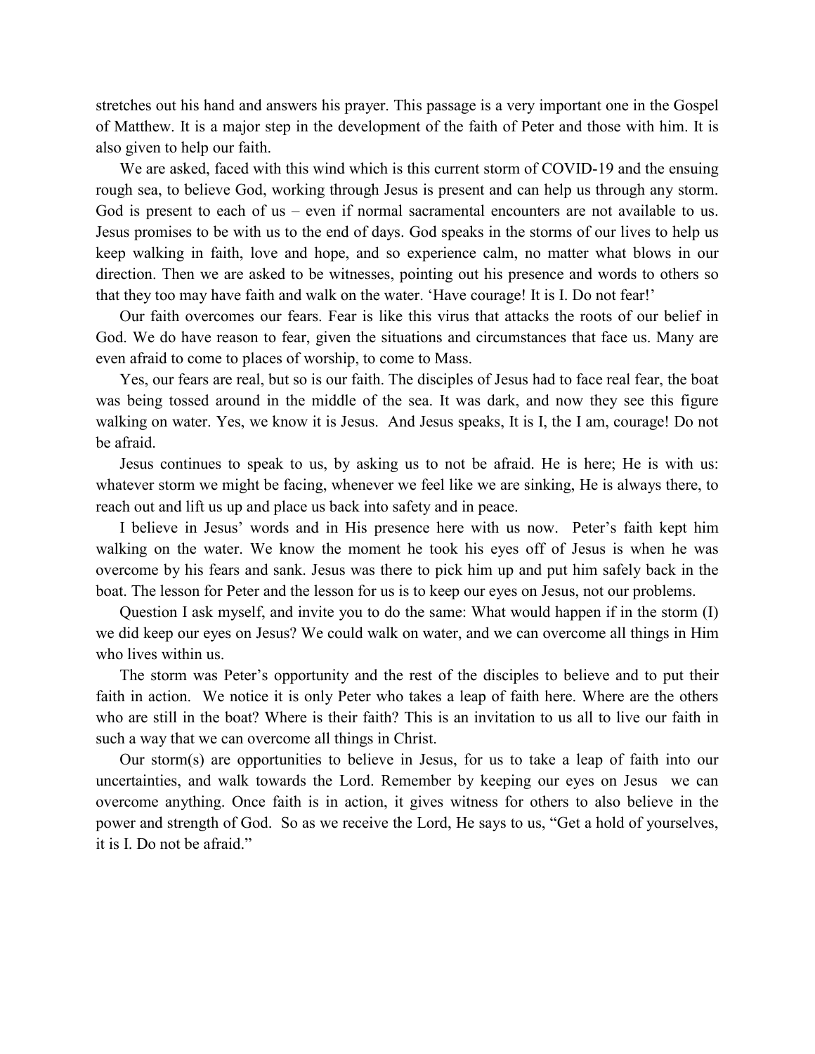stretches out his hand and answers his prayer. This passage is a very important one in the Gospel of Matthew. It is a major step in the development of the faith of Peter and those with him. It is also given to help our faith.

We are asked, faced with this wind which is this current storm of COVID-19 and the ensuing rough sea, to believe God, working through Jesus is present and can help us through any storm. God is present to each of us – even if normal sacramental encounters are not available to us. Jesus promises to be with us to the end of days. God speaks in the storms of our lives to help us keep walking in faith, love and hope, and so experience calm, no matter what blows in our direction. Then we are asked to be witnesses, pointing out his presence and words to others so that they too may have faith and walk on the water. 'Have courage! It is I. Do not fear!'

Our faith overcomes our fears. Fear is like this virus that attacks the roots of our belief in God. We do have reason to fear, given the situations and circumstances that face us. Many are even afraid to come to places of worship, to come to Mass.

Yes, our fears are real, but so is our faith. The disciples of Jesus had to face real fear, the boat was being tossed around in the middle of the sea. It was dark, and now they see this figure walking on water. Yes, we know it is Jesus. And Jesus speaks, It is I, the I am, courage! Do not be afraid.

Jesus continues to speak to us, by asking us to not be afraid. He is here; He is with us: whatever storm we might be facing, whenever we feel like we are sinking, He is always there, to reach out and lift us up and place us back into safety and in peace.

I believe in Jesus' words and in His presence here with us now. Peter's faith kept him walking on the water. We know the moment he took his eyes off of Jesus is when he was overcome by his fears and sank. Jesus was there to pick him up and put him safely back in the boat. The lesson for Peter and the lesson for us is to keep our eyes on Jesus, not our problems.

Question I ask myself, and invite you to do the same: What would happen if in the storm (I) we did keep our eyes on Jesus? We could walk on water, and we can overcome all things in Him who lives within us.

The storm was Peter's opportunity and the rest of the disciples to believe and to put their faith in action. We notice it is only Peter who takes a leap of faith here. Where are the others who are still in the boat? Where is their faith? This is an invitation to us all to live our faith in such a way that we can overcome all things in Christ.

Our storm(s) are opportunities to believe in Jesus, for us to take a leap of faith into our uncertainties, and walk towards the Lord. Remember by keeping our eyes on Jesus we can overcome anything. Once faith is in action, it gives witness for others to also believe in the power and strength of God. So as we receive the Lord, He says to us, "Get a hold of yourselves, it is I. Do not be afraid."